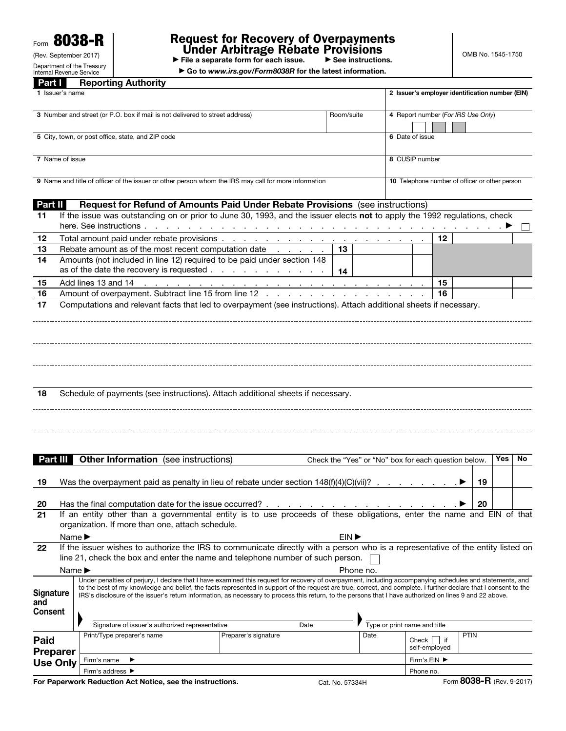Form **8038-R**

(Rev. September 2017)

Department of the Treasury
Internal Revenue Service

# Request for Recovery of Overpayments Under Arbitrage Rebate Provisions

▶ File a separate form for each issue. ▶ See instructions.

▶ Go to *www.irs.gov/Form8038R* for the latest information.

OMB No. 1545-1750

## Part I Reporting Authority

| | |
|---|---|
| **1** Issuer's name | **2 Issuer's employer identification number (EIN)** |
| **3** Number and street (or P.O. box if mail is not delivered to street address) — Room/suite | **4** Report number (*For IRS Use Only*) |
| **5** City, town, or post office, state, and ZIP code | **6** Date of issue |
| **7** Name of issue | **8** CUSIP number |
| **9** Name and title of officer of the issuer or other person whom the IRS may call for more information | **10** Telephone number of officer or other person |

## Part II Request for Refund of Amounts Paid Under Rebate Provisions (see instructions)

**11** If the issue was outstanding on or prior to June 30, 1993, and the issuer elects **not** to apply the 1992 regulations, check here. See instructions . . . ▶ ☐

| | | | | | |
|---|---|---|---|---|---|
| **12** | Total amount paid under rebate provisions | | | **12** | |
| **13** | Rebate amount as of the most recent computation date | **13** | | | |
| **14** | Amounts (not included in line 12) required to be paid under section 148 as of the date the recovery is requested | **14** | | | |
| **15** | Add lines 13 and 14 | | | **15** | |
| **16** | Amount of overpayment. Subtract line 15 from line 12 | | | **16** | |

**17** Computations and relevant facts that led to overpayment (see instructions). Attach additional sheets if necessary.

**18** Schedule of payments (see instructions). Attach additional sheets if necessary.

## Part III Other Information (see instructions)

Check the "Yes" or "No" box for each question below.

| | | | Yes | No |
|---|---|---|---|---|
| **19** | Was the overpayment paid as penalty in lieu of rebate under section 148(f)(4)(C)(vii)? ▶ | **19** | | |
| **20** | Has the final computation date for the issue occurred? ▶ | **20** | | |

**21** If an entity other than a governmental entity is to use proceeds of these obligations, enter the name and EIN of that organization. If more than one, attach schedule.

Name ▶ EIN ▶

**22** If the issuer wishes to authorize the IRS to communicate directly with a person who is a representative of the entity listed on line 21, check the box and enter the name and telephone number of such person. ☐

Name ▶ Phone no.

**Signature and Consent**

Under penalties of perjury, I declare that I have examined this request for recovery of overpayment, including accompanying schedules and statements, and to the best of my knowledge and belief, the facts represented in support of the request are true, correct, and complete. I further declare that I consent to the IRS's disclosure of the issuer's return information, as necessary to process this return, to the persons that I have authorized on lines 9 and 22 above.

Signature of issuer's authorized representative — Date — Type or print name and title

**Paid Preparer Use Only**

| | | | | |
|---|---|---|---|---|
| Print/Type preparer's name | Preparer's signature | Date | Check ☐ if self-employed | PTIN |
| Firm's name ▶ | | | Firm's EIN ▶ | |
| Firm's address ▶ | | | Phone no. | |

**For Paperwork Reduction Act Notice, see the instructions.** Cat. No. 57334H Form **8038-R** (Rev. 9-2017)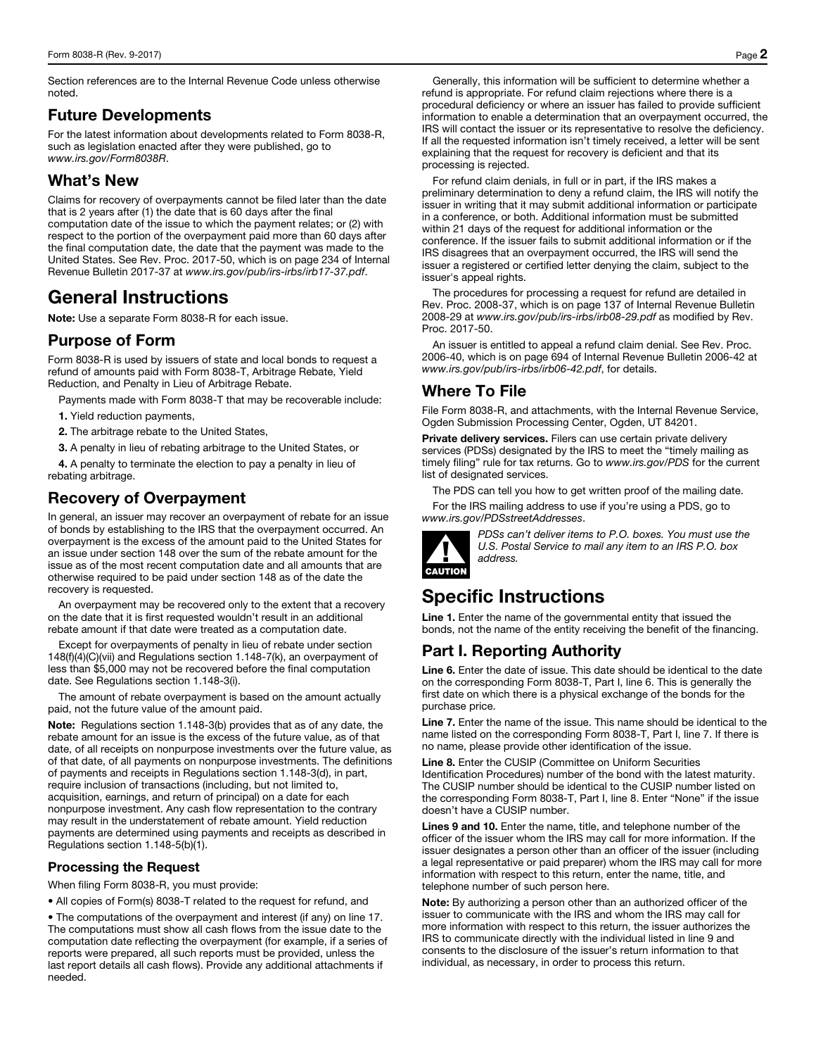Section references are to the Internal Revenue Code unless otherwise noted.

## Future Developments

For the latest information about developments related to Form 8038-R, such as legislation enacted after they were published, go to *www.irs.gov/Form8038R*.

## What's New

Claims for recovery of overpayments cannot be filed later than the date that is 2 years after (1) the date that is 60 days after the final computation date of the issue to which the payment relates; or (2) with respect to the portion of the overpayment paid more than 60 days after the final computation date, the date that the payment was made to the United States. See Rev. Proc. 2017-50, which is on page 234 of Internal Revenue Bulletin 2017-37 at *www.irs.gov/pub/irs-irbs/irb17-37.pdf*.

# General Instructions

**Note:** Use a separate Form 8038-R for each issue.

## Purpose of Form

Form 8038-R is used by issuers of state and local bonds to request a refund of amounts paid with Form 8038-T, Arbitrage Rebate, Yield Reduction, and Penalty in Lieu of Arbitrage Rebate.

Payments made with Form 8038-T that may be recoverable include:

**1.** Yield reduction payments,

**2.** The arbitrage rebate to the United States,

**3.** A penalty in lieu of rebating arbitrage to the United States, or

**4.** A penalty to terminate the election to pay a penalty in lieu of rebating arbitrage.

## Recovery of Overpayment

In general, an issuer may recover an overpayment of rebate for an issue of bonds by establishing to the IRS that the overpayment occurred. An overpayment is the excess of the amount paid to the United States for an issue under section 148 over the sum of the rebate amount for the issue as of the most recent computation date and all amounts that are otherwise required to be paid under section 148 as of the date the recovery is requested.

An overpayment may be recovered only to the extent that a recovery on the date that it is first requested wouldn't result in an additional rebate amount if that date were treated as a computation date.

Except for overpayments of penalty in lieu of rebate under section 148(f)(4)(C)(vii) and Regulations section 1.148-7(k), an overpayment of less than $5,000 may not be recovered before the final computation date. See Regulations section 1.148-3(i).

The amount of rebate overpayment is based on the amount actually paid, not the future value of the amount paid.

**Note:** Regulations section 1.148-3(b) provides that as of any date, the rebate amount for an issue is the excess of the future value, as of that date, of all receipts on nonpurpose investments over the future value, as of that date, of all payments on nonpurpose investments. The definitions of payments and receipts in Regulations section 1.148-3(d), in part, require inclusion of transactions (including, but not limited to, acquisition, earnings, and return of principal) on a date for each nonpurpose investment. Any cash flow representation to the contrary may result in the understatement of rebate amount. Yield reduction payments are determined using payments and receipts as described in Regulations section 1.148-5(b)(1).

### Processing the Request

When filing Form 8038-R, you must provide:

- All copies of Form(s) 8038-T related to the request for refund, and
- The computations of the overpayment and interest (if any) on line 17. The computations must show all cash flows from the issue date to the computation date reflecting the overpayment (for example, if a series of reports were prepared, all such reports must be provided, unless the last report details all cash flows). Provide any additional attachments if needed.

Generally, this information will be sufficient to determine whether a refund is appropriate. For refund claim rejections where there is a procedural deficiency or where an issuer has failed to provide sufficient information to enable a determination that an overpayment occurred, the IRS will contact the issuer or its representative to resolve the deficiency. If all the requested information isn't timely received, a letter will be sent explaining that the request for recovery is deficient and that its processing is rejected.

For refund claim denials, in full or in part, if the IRS makes a preliminary determination to deny a refund claim, the IRS will notify the issuer in writing that it may submit additional information or participate in a conference, or both. Additional information must be submitted within 21 days of the request for additional information or the conference. If the issuer fails to submit additional information or if the IRS disagrees that an overpayment occurred, the IRS will send the issuer a registered or certified letter denying the claim, subject to the issuer's appeal rights.

The procedures for processing a request for refund are detailed in Rev. Proc. 2008-37, which is on page 137 of Internal Revenue Bulletin 2008-29 at *www.irs.gov/pub/irs-irbs/irb08-29.pdf* as modified by Rev. Proc. 2017-50.

An issuer is entitled to appeal a refund claim denial. See Rev. Proc. 2006-40, which is on page 694 of Internal Revenue Bulletin 2006-42 at *www.irs.gov/pub/irs-irbs/irb06-42.pdf*, for details.

## Where To File

File Form 8038-R, and attachments, with the Internal Revenue Service, Ogden Submission Processing Center, Ogden, UT 84201.

**Private delivery services.** Filers can use certain private delivery services (PDSs) designated by the IRS to meet the "timely mailing as timely filing" rule for tax returns. Go to *www.irs.gov/PDS* for the current list of designated services.

The PDS can tell you how to get written proof of the mailing date.

For the IRS mailing address to use if you're using a PDS, go to *www.irs.gov/PDSstreetAddresses*.

**CAUTION:** *PDSs can't deliver items to P.O. boxes. You must use the U.S. Postal Service to mail any item to an IRS P.O. box address.*

# Specific Instructions

**Line 1.** Enter the name of the governmental entity that issued the bonds, not the name of the entity receiving the benefit of the financing.

## Part I. Reporting Authority

**Line 6.** Enter the date of issue. This date should be identical to the date on the corresponding Form 8038-T, Part I, line 6. This is generally the first date on which there is a physical exchange of the bonds for the purchase price.

**Line 7.** Enter the name of the issue. This name should be identical to the name listed on the corresponding Form 8038-T, Part I, line 7. If there is no name, please provide other identification of the issue.

**Line 8.** Enter the CUSIP (Committee on Uniform Securities Identification Procedures) number of the bond with the latest maturity. The CUSIP number should be identical to the CUSIP number listed on the corresponding Form 8038-T, Part I, line 8. Enter "None" if the issue doesn't have a CUSIP number.

**Lines 9 and 10.** Enter the name, title, and telephone number of the officer of the issuer whom the IRS may call for more information. If the issuer designates a person other than an officer of the issuer (including a legal representative or paid preparer) whom the IRS may call for more information with respect to this return, enter the name, title, and telephone number of such person here.

**Note:** By authorizing a person other than an authorized officer of the issuer to communicate with the IRS and whom the IRS may call for more information with respect to this return, the issuer authorizes the IRS to communicate directly with the individual listed in line 9 and consents to the disclosure of the issuer's return information to that individual, as necessary, in order to process this return.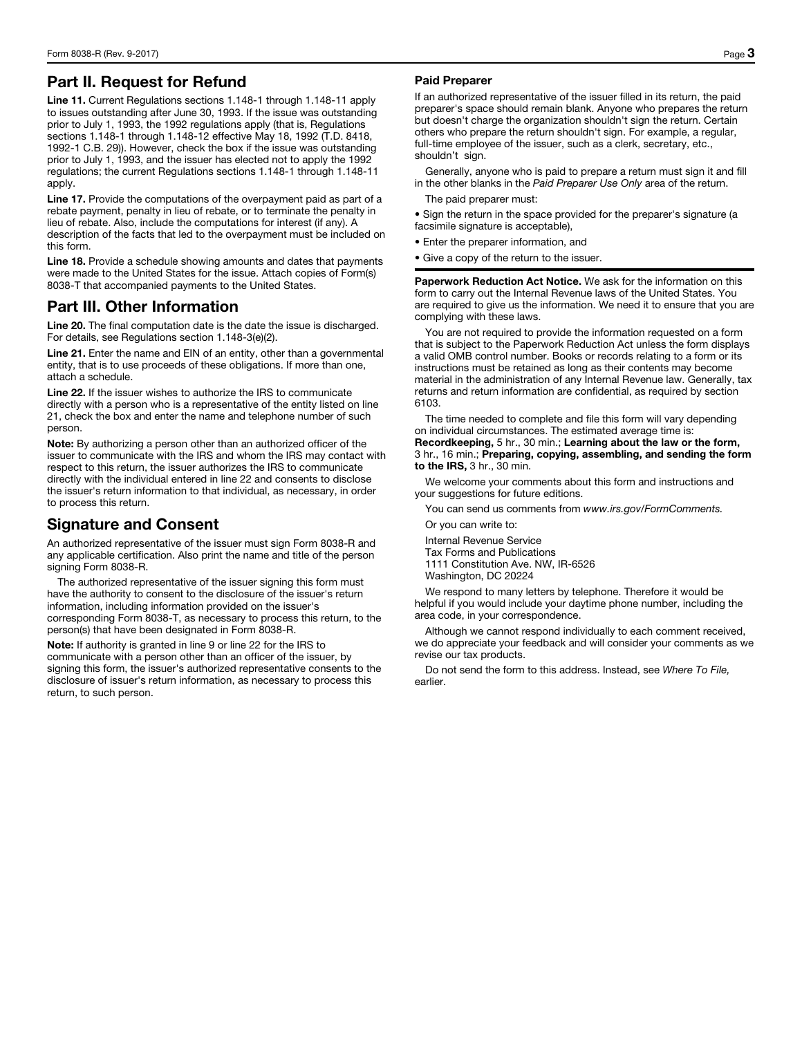## Part II. Request for Refund

**Line 11.** Current Regulations sections 1.148-1 through 1.148-11 apply to issues outstanding after June 30, 1993. If the issue was outstanding prior to July 1, 1993, the 1992 regulations apply (that is, Regulations sections 1.148-1 through 1.148-12 effective May 18, 1992 (T.D. 8418, 1992-1 C.B. 29)). However, check the box if the issue was outstanding prior to July 1, 1993, and the issuer has elected not to apply the 1992 regulations; the current Regulations sections 1.148-1 through 1.148-11 apply.

**Line 17.** Provide the computations of the overpayment paid as part of a rebate payment, penalty in lieu of rebate, or to terminate the penalty in lieu of rebate. Also, include the computations for interest (if any). A description of the facts that led to the overpayment must be included on this form.

**Line 18.** Provide a schedule showing amounts and dates that payments were made to the United States for the issue. Attach copies of Form(s) 8038-T that accompanied payments to the United States.

## Part III. Other Information

**Line 20.** The final computation date is the date the issue is discharged. For details, see Regulations section 1.148-3(e)(2).

**Line 21.** Enter the name and EIN of an entity, other than a governmental entity, that is to use proceeds of these obligations. If more than one, attach a schedule.

**Line 22.** If the issuer wishes to authorize the IRS to communicate directly with a person who is a representative of the entity listed on line 21, check the box and enter the name and telephone number of such person.

**Note:** By authorizing a person other than an authorized officer of the issuer to communicate with the IRS and whom the IRS may contact with respect to this return, the issuer authorizes the IRS to communicate directly with the individual entered in line 22 and consents to disclose the issuer's return information to that individual, as necessary, in order to process this return.

## Signature and Consent

An authorized representative of the issuer must sign Form 8038-R and any applicable certification. Also print the name and title of the person signing Form 8038-R.

The authorized representative of the issuer signing this form must have the authority to consent to the disclosure of the issuer's return information, including information provided on the issuer's corresponding Form 8038-T, as necessary to process this return, to the person(s) that have been designated in Form 8038-R.

**Note:** If authority is granted in line 9 or line 22 for the IRS to communicate with a person other than an officer of the issuer, by signing this form, the issuer's authorized representative consents to the disclosure of issuer's return information, as necessary to process this return, to such person.

### Paid Preparer

If an authorized representative of the issuer filled in its return, the paid preparer's space should remain blank. Anyone who prepares the return but doesn't charge the organization shouldn't sign the return. Certain others who prepare the return shouldn't sign. For example, a regular, full-time employee of the issuer, such as a clerk, secretary, etc., shouldn't sign.

Generally, anyone who is paid to prepare a return must sign it and fill in the other blanks in the *Paid Preparer Use Only* area of the return.

The paid preparer must:

- Sign the return in the space provided for the preparer's signature (a facsimile signature is acceptable),
- Enter the preparer information, and
- Give a copy of the return to the issuer.

**Paperwork Reduction Act Notice.** We ask for the information on this form to carry out the Internal Revenue laws of the United States. You are required to give us the information. We need it to ensure that you are complying with these laws.

You are not required to provide the information requested on a form that is subject to the Paperwork Reduction Act unless the form displays a valid OMB control number. Books or records relating to a form or its instructions must be retained as long as their contents may become material in the administration of any Internal Revenue law. Generally, tax returns and return information are confidential, as required by section 6103.

The time needed to complete and file this form will vary depending on individual circumstances. The estimated average time is: **Recordkeeping,** 5 hr., 30 min.; **Learning about the law or the form,** 3 hr., 16 min.; **Preparing, copying, assembling, and sending the form to the IRS,** 3 hr., 30 min.

We welcome your comments about this form and instructions and your suggestions for future editions.

You can send us comments from *www.irs.gov/FormComments.*

Or you can write to:

Internal Revenue Service
Tax Forms and Publications
1111 Constitution Ave. NW, IR-6526
Washington, DC 20224

We respond to many letters by telephone. Therefore it would be helpful if you would include your daytime phone number, including the area code, in your correspondence.

Although we cannot respond individually to each comment received, we do appreciate your feedback and will consider your comments as we revise our tax products.

Do not send the form to this address. Instead, see *Where To File,* earlier.